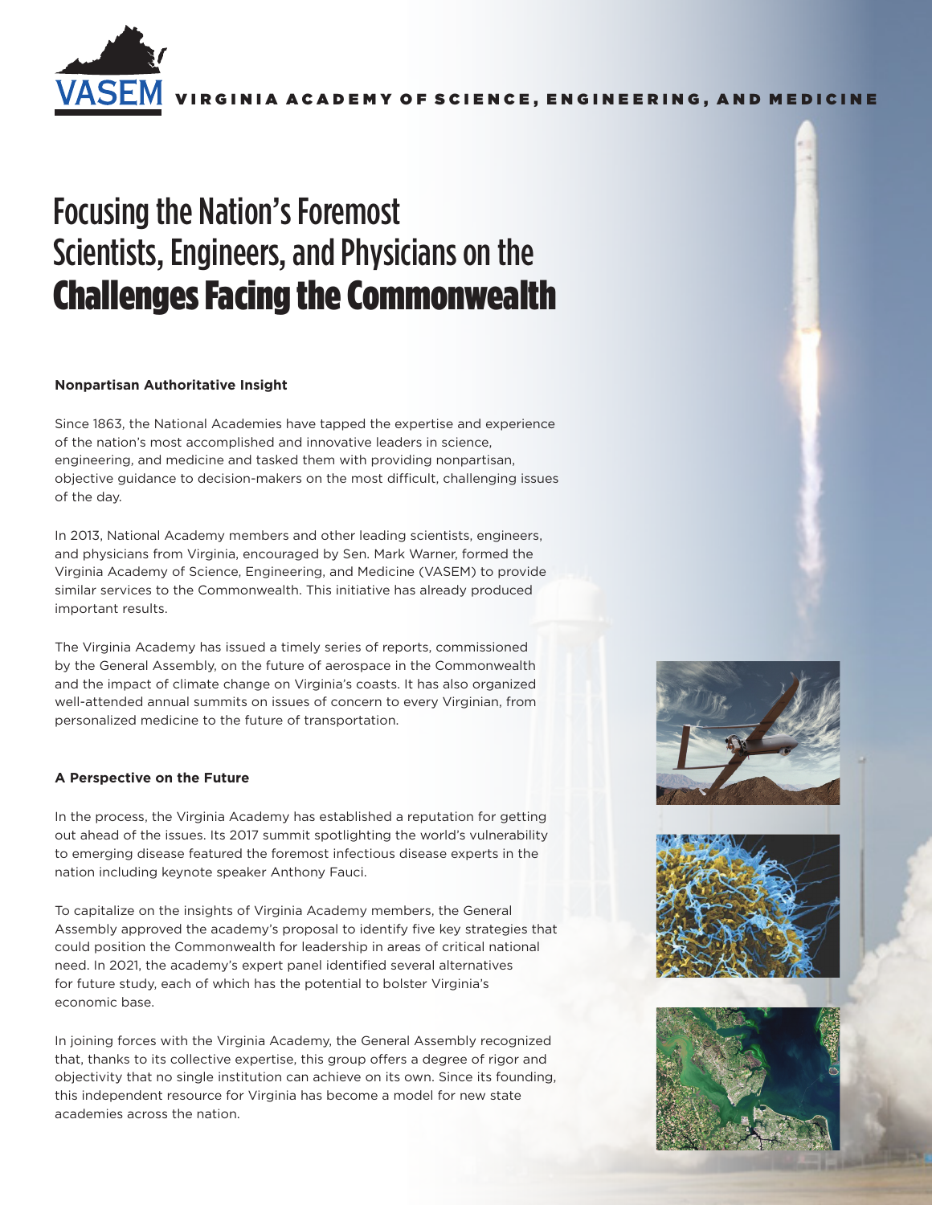VASEM VIRGINIA ACADEMY OF SCIENCE, ENGINEERING, AND MEDICINE

# Focusing the Nation's Foremost Scientists, Engineers, and Physicians on the **Challenges Facing the Commonwealth**

### Nonpartisan Authoritative Insight

Since 1863, the National Academies have tapped the expertise and experience of the nation's most accomplished and innovative leaders in science, engineering, and medicine and tasked them with providing nonpartisan, objective guidance to decision-makers on the most difficult, challenging issues of the day.

In 2013, National Academy members and other leading scientists, engineers, and physicians from Virginia, encouraged by Sen. Mark Warner, formed the Virginia Academy of Science, Engineering, and Medicine (VASEM) to provide similar services to the Commonwealth. This initiative has already produced important results.

The Virginia Academy has issued a timely series of reports, commissioned by the General Assembly, on the future of aerospace in the Commonwealth and the impact of climate change on Virginia's coasts. It has also organized well-attended annual summits on issues of concern to every Virginian, from personalized medicine to the future of transportation.

### A Perspective on the Future

In the process, the Virginia Academy has established a reputation for getting out ahead of the issues. Its 2017 summit spotlighting the world's vulnerability to emerging disease featured the foremost infectious disease experts in the nation including keynote speaker Anthony Fauci.

To capitalize on the insights of Virginia Academy members, the General Assembly approved the academy's proposal to identify five key strategies that could position the Commonwealth for leadership in areas of critical national need. In 2021, the academy's expert panel identified several alternatives for future study, each of which has the potential to bolster Virginia's economic base.

In joining forces with the Virginia Academy, the General Assembly recognized that, thanks to its collective expertise, this group offers a degree of rigor and objectivity that no single institution can achieve on its own. Since its founding, this independent resource for Virginia has become a model for new state academies across the nation.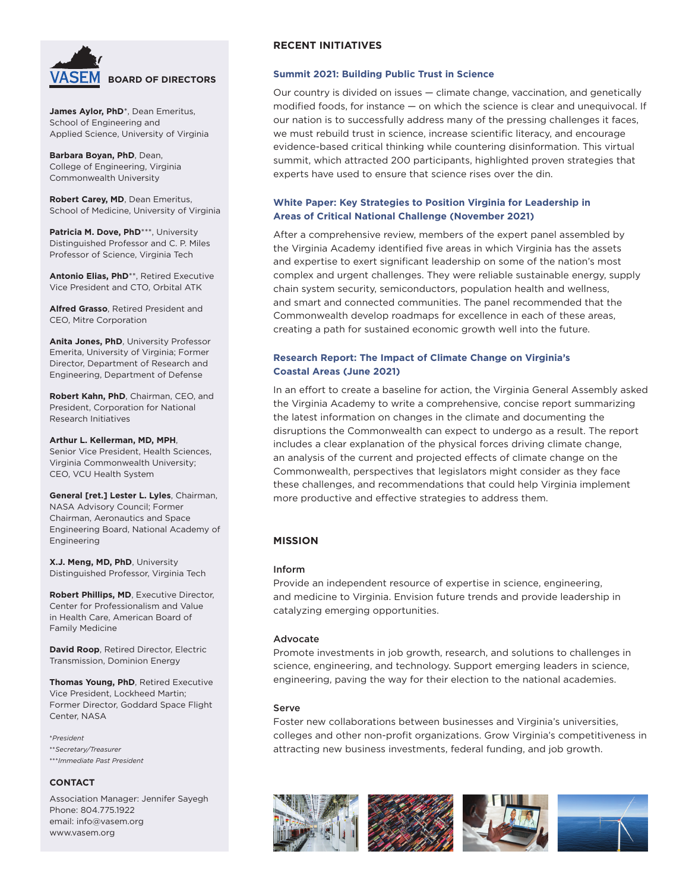VASEM

## BOARD OF DIRECTORS

**James Aylor, PhD***, Dean Emeritus, School of Engineering and Applied Science, University of Virginia

**Barbara Boyan, PhD**, Dean, College of Engineering, Virginia Commonwealth University

**Robert Carey, MD**, Dean Emeritus, School of Medicine, University of Virginia

**Patricia M. Dove, PhD*****, University Distinguished Professor and C. P. Miles Professor of Science, Virginia Tech

**Antonio Elias, PhD****, Retired Executive Vice President and CTO, Orbital ATK

**Alfred Grasso**, Retired President and CEO, Mitre Corporation

**Anita Jones, PhD**, University Professor Emerita, University of Virginia; Former Director, Department of Research and Engineering, Department of Defense

**Robert Kahn, PhD**, Chairman, CEO, and President, Corporation for National Research Initiatives

**Arthur L. Kellerman, MD, MPH**, Senior Vice President, Health Sciences, Virginia Commonwealth University; CEO, VCU Health System

**General [ret.] Lester L. Lyles**, Chairman, NASA Advisory Council; Former Chairman, Aeronautics and Space Engineering Board, National Academy of Engineering

**X.J. Meng, MD, PhD**, University Distinguished Professor, Virginia Tech

**Robert Phillips, MD**, Executive Director, Center for Professionalism and Value in Health Care, American Board of Family Medicine

**David Roop**, Retired Director, Electric Transmission, Dominion Energy

**Thomas Young, PhD**, Retired Executive Vice President, Lockheed Martin; Former Director, Goddard Space Flight Center, NASA

*\*President*
*\*\*Secretary/Treasurer*
*\*\*\*Immediate Past President*

## CONTACT

Association Manager: Jennifer Sayegh
Phone: 804.775.1922
email: info@vasem.org
www.vasem.org

## RECENT INITIATIVES

### Summit 2021: Building Public Trust in Science

Our country is divided on issues — climate change, vaccination, and genetically modified foods, for instance — on which the science is clear and unequivocal. If our nation is to successfully address many of the pressing challenges it faces, we must rebuild trust in science, increase scientific literacy, and encourage evidence-based critical thinking while countering disinformation. This virtual summit, which attracted 200 participants, highlighted proven strategies that experts have used to ensure that science rises over the din.

### White Paper: Key Strategies to Position Virginia for Leadership in Areas of Critical National Challenge (November 2021)

After a comprehensive review, members of the expert panel assembled by the Virginia Academy identified five areas in which Virginia has the assets and expertise to exert significant leadership on some of the nation's most complex and urgent challenges. They were reliable sustainable energy, supply chain system security, semiconductors, population health and wellness, and smart and connected communities. The panel recommended that the Commonwealth develop roadmaps for excellence in each of these areas, creating a path for sustained economic growth well into the future.

### Research Report: The Impact of Climate Change on Virginia's Coastal Areas (June 2021)

In an effort to create a baseline for action, the Virginia General Assembly asked the Virginia Academy to write a comprehensive, concise report summarizing the latest information on changes in the climate and documenting the disruptions the Commonwealth can expect to undergo as a result. The report includes a clear explanation of the physical forces driving climate change, an analysis of the current and projected effects of climate change on the Commonwealth, perspectives that legislators might consider as they face these challenges, and recommendations that could help Virginia implement more productive and effective strategies to address them.

## MISSION

### Inform

Provide an independent resource of expertise in science, engineering, and medicine to Virginia. Envision future trends and provide leadership in catalyzing emerging opportunities.

### Advocate

Promote investments in job growth, research, and solutions to challenges in science, engineering, and technology. Support emerging leaders in science, engineering, paving the way for their election to the national academies.

### Serve

Foster new collaborations between businesses and Virginia's universities, colleges and other non-profit organizations. Grow Virginia's competitiveness in attracting new business investments, federal funding, and job growth.